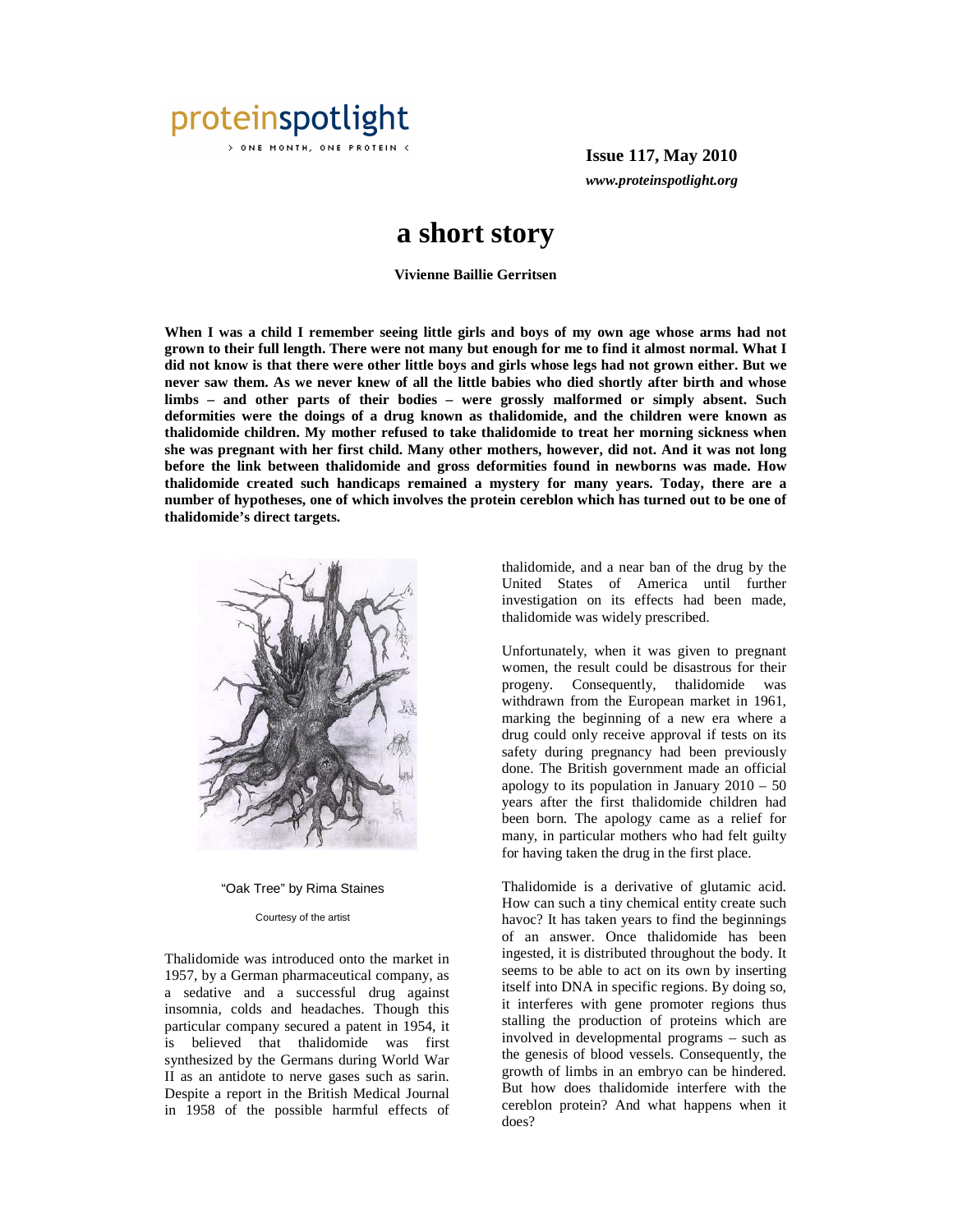proteinspotlight

> ONE MONTH, ONE PROTEIN <

**Issue 117, May 2010**

***www.proteinspotlight.org***

# a short story

**Vivienne Baillie Gerritsen**

**When I was a child I remember seeing little girls and boys of my own age whose arms had not grown to their full length. There were not many but enough for me to find it almost normal. What I did not know is that there were other little boys and girls whose legs had not grown either. But we never saw them. As we never knew of all the little babies who died shortly after birth and whose limbs – and other parts of their bodies – were grossly malformed or simply absent. Such deformities were the doings of a drug known as thalidomide, and the children were known as thalidomide children. My mother refused to take thalidomide to treat her morning sickness when she was pregnant with her first child. Many other mothers, however, did not. And it was not long before the link between thalidomide and gross deformities found in newborns was made. How thalidomide created such handicaps remained a mystery for many years. Today, there are a number of hypotheses, one of which involves the protein cereblon which has turned out to be one of thalidomide's direct targets.**

"Oak Tree" by Rima Staines

Courtesy of the artist

Thalidomide was introduced onto the market in 1957, by a German pharmaceutical company, as a sedative and a successful drug against insomnia, colds and headaches. Though this particular company secured a patent in 1954, it is believed that thalidomide was first synthesized by the Germans during World War II as an antidote to nerve gases such as sarin. Despite a report in the British Medical Journal in 1958 of the possible harmful effects of thalidomide, and a near ban of the drug by the United States of America until further investigation on its effects had been made, thalidomide was widely prescribed.

Unfortunately, when it was given to pregnant women, the result could be disastrous for their progeny. Consequently, thalidomide was withdrawn from the European market in 1961, marking the beginning of a new era where a drug could only receive approval if tests on its safety during pregnancy had been previously done. The British government made an official apology to its population in January 2010 – 50 years after the first thalidomide children had been born. The apology came as a relief for many, in particular mothers who had felt guilty for having taken the drug in the first place.

Thalidomide is a derivative of glutamic acid. How can such a tiny chemical entity create such havoc? It has taken years to find the beginnings of an answer. Once thalidomide has been ingested, it is distributed throughout the body. It seems to be able to act on its own by inserting itself into DNA in specific regions. By doing so, it interferes with gene promoter regions thus stalling the production of proteins which are involved in developmental programs – such as the genesis of blood vessels. Consequently, the growth of limbs in an embryo can be hindered. But how does thalidomide interfere with the cereblon protein? And what happens when it does?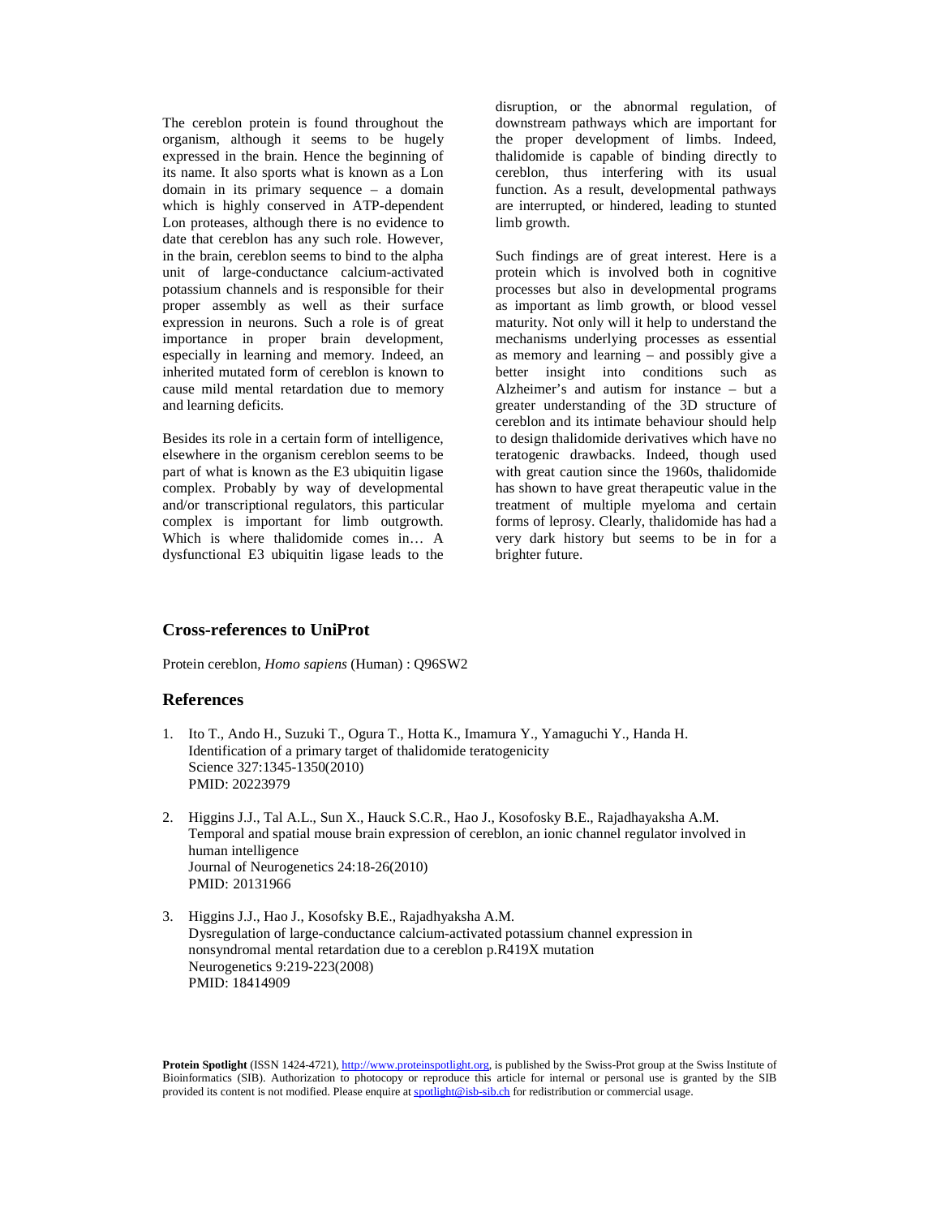The cereblon protein is found throughout the organism, although it seems to be hugely expressed in the brain. Hence the beginning of its name. It also sports what is known as a Lon domain in its primary sequence – a domain which is highly conserved in ATP-dependent Lon proteases, although there is no evidence to date that cereblon has any such role. However, in the brain, cereblon seems to bind to the alpha unit of large-conductance calcium-activated potassium channels and is responsible for their proper assembly as well as their surface expression in neurons. Such a role is of great importance in proper brain development, especially in learning and memory. Indeed, an inherited mutated form of cereblon is known to cause mild mental retardation due to memory and learning deficits.

Besides its role in a certain form of intelligence, elsewhere in the organism cereblon seems to be part of what is known as the E3 ubiquitin ligase complex. Probably by way of developmental and/or transcriptional regulators, this particular complex is important for limb outgrowth. Which is where thalidomide comes in… A dysfunctional E3 ubiquitin ligase leads to the disruption, or the abnormal regulation, of downstream pathways which are important for the proper development of limbs. Indeed, thalidomide is capable of binding directly to cereblon, thus interfering with its usual function. As a result, developmental pathways are interrupted, or hindered, leading to stunted limb growth.

Such findings are of great interest. Here is a protein which is involved both in cognitive processes but also in developmental programs as important as limb growth, or blood vessel maturity. Not only will it help to understand the mechanisms underlying processes as essential as memory and learning – and possibly give a better insight into conditions such as Alzheimer's and autism for instance – but a greater understanding of the 3D structure of cereblon and its intimate behaviour should help to design thalidomide derivatives which have no teratogenic drawbacks. Indeed, though used with great caution since the 1960s, thalidomide has shown to have great therapeutic value in the treatment of multiple myeloma and certain forms of leprosy. Clearly, thalidomide has had a very dark history but seems to be in for a brighter future.

## Cross-references to UniProt

Protein cereblon, *Homo sapiens* (Human) : Q96SW2

## References

1. Ito T., Ando H., Suzuki T., Ogura T., Hotta K., Imamura Y., Yamaguchi Y., Handa H.
   Identification of a primary target of thalidomide teratogenicity
   Science 327:1345-1350(2010)
   PMID: 20223979

2. Higgins J.J., Tal A.L., Sun X., Hauck S.C.R., Hao J., Kosofosky B.E., Rajadhayaksha A.M.
   Temporal and spatial mouse brain expression of cereblon, an ionic channel regulator involved in human intelligence
   Journal of Neurogenetics 24:18-26(2010)
   PMID: 20131966

3. Higgins J.J., Hao J., Kosofsky B.E., Rajadhyaksha A.M.
   Dysregulation of large-conductance calcium-activated potassium channel expression in nonsyndromal mental retardation due to a cereblon p.R419X mutation
   Neurogenetics 9:219-223(2008)
   PMID: 18414909

**Protein Spotlight** (ISSN 1424-4721), http://www.proteinspotlight.org, is published by the Swiss-Prot group at the Swiss Institute of Bioinformatics (SIB). Authorization to photocopy or reproduce this article for internal or personal use is granted by the SIB provided its content is not modified. Please enquire at spotlight@isb-sib.ch for redistribution or commercial usage.